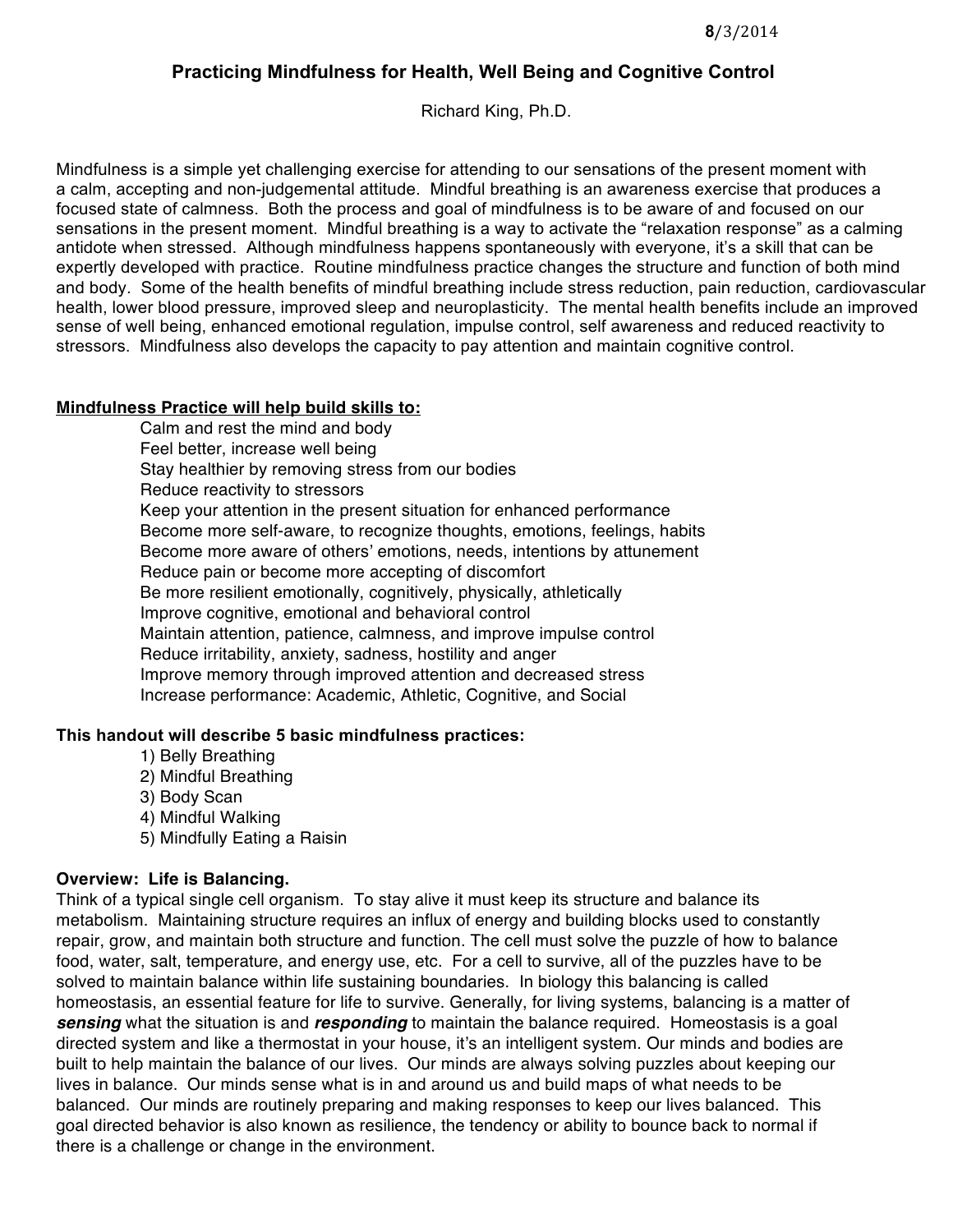8/3/2014

# Practicing Mindfulness for Health, Well Being and Cognitive Control

Richard King, Ph.D.

Mindfulness is a simple yet challenging exercise for attending to our sensations of the present moment with a calm, accepting and non-judgemental attitude. Mindful breathing is an awareness exercise that produces a focused state of calmness. Both the process and goal of mindfulness is to be aware of and focused on our sensations in the present moment. Mindful breathing is a way to activate the "relaxation response" as a calming antidote when stressed. Although mindfulness happens spontaneously with everyone, it's a skill that can be expertly developed with practice. Routine mindfulness practice changes the structure and function of both mind and body. Some of the health benefits of mindful breathing include stress reduction, pain reduction, cardiovascular health, lower blood pressure, improved sleep and neuroplasticity. The mental health benefits include an improved sense of well being, enhanced emotional regulation, impulse control, self awareness and reduced reactivity to stressors. Mindfulness also develops the capacity to pay attention and maintain cognitive control.

**Mindfulness Practice will help build skills to:**

- Calm and rest the mind and body
- Feel better, increase well being
- Stay healthier by removing stress from our bodies
- Reduce reactivity to stressors
- Keep your attention in the present situation for enhanced performance
- Become more self-aware, to recognize thoughts, emotions, feelings, habits
- Become more aware of others' emotions, needs, intentions by attunement
- Reduce pain or become more accepting of discomfort
- Be more resilient emotionally, cognitively, physically, athletically
- Improve cognitive, emotional and behavioral control
- Maintain attention, patience, calmness, and improve impulse control
- Reduce irritability, anxiety, sadness, hostility and anger
- Improve memory through improved attention and decreased stress
- Increase performance: Academic, Athletic, Cognitive, and Social

**This handout will describe 5 basic mindfulness practices:**

1) Belly Breathing
2) Mindful Breathing
3) Body Scan
4) Mindful Walking
5) Mindfully Eating a Raisin

**Overview: Life is Balancing.**

Think of a typical single cell organism. To stay alive it must keep its structure and balance its metabolism. Maintaining structure requires an influx of energy and building blocks used to constantly repair, grow, and maintain both structure and function. The cell must solve the puzzle of how to balance food, water, salt, temperature, and energy use, etc. For a cell to survive, all of the puzzles have to be solved to maintain balance within life sustaining boundaries. In biology this balancing is called homeostasis, an essential feature for life to survive. Generally, for living systems, balancing is a matter of ***sensing*** what the situation is and ***responding*** to maintain the balance required. Homeostasis is a goal directed system and like a thermostat in your house, it's an intelligent system. Our minds and bodies are built to help maintain the balance of our lives. Our minds are always solving puzzles about keeping our lives in balance. Our minds sense what is in and around us and build maps of what needs to be balanced. Our minds are routinely preparing and making responses to keep our lives balanced. This goal directed behavior is also known as resilience, the tendency or ability to bounce back to normal if there is a challenge or change in the environment.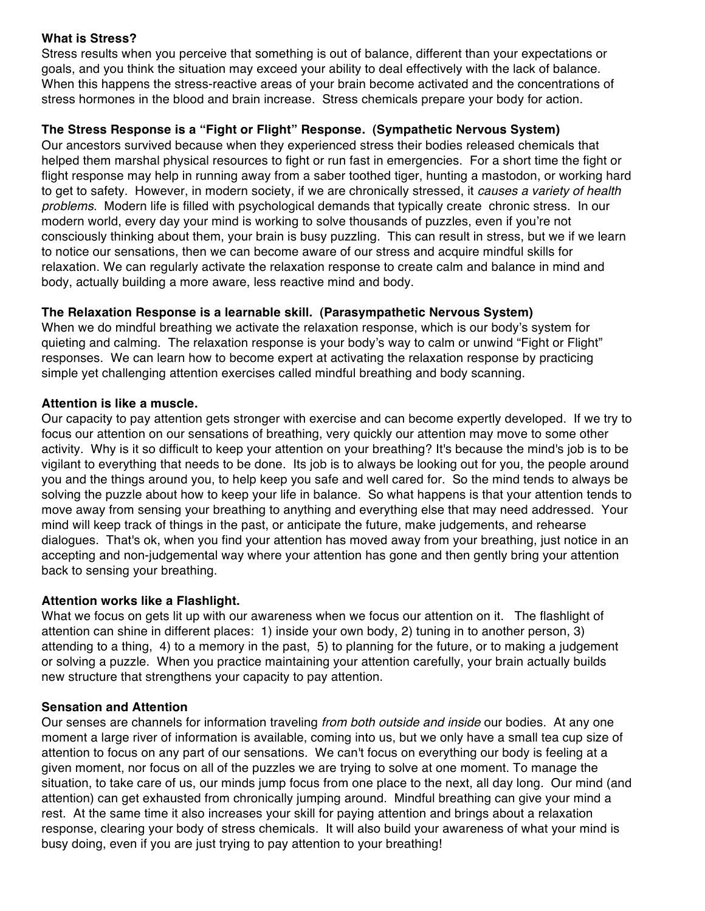**What is Stress?**

Stress results when you perceive that something is out of balance, different than your expectations or goals, and you think the situation may exceed your ability to deal effectively with the lack of balance. When this happens the stress-reactive areas of your brain become activated and the concentrations of stress hormones in the blood and brain increase. Stress chemicals prepare your body for action.

**The Stress Response is a "Fight or Flight" Response. (Sympathetic Nervous System)**

Our ancestors survived because when they experienced stress their bodies released chemicals that helped them marshal physical resources to fight or run fast in emergencies. For a short time the fight or flight response may help in running away from a saber toothed tiger, hunting a mastodon, or working hard to get to safety. However, in modern society, if we are chronically stressed, it *causes a variety of health problems*. Modern life is filled with psychological demands that typically create chronic stress. In our modern world, every day your mind is working to solve thousands of puzzles, even if you're not consciously thinking about them, your brain is busy puzzling. This can result in stress, but we if we learn to notice our sensations, then we can become aware of our stress and acquire mindful skills for relaxation. We can regularly activate the relaxation response to create calm and balance in mind and body, actually building a more aware, less reactive mind and body.

**The Relaxation Response is a learnable skill. (Parasympathetic Nervous System)**

When we do mindful breathing we activate the relaxation response, which is our body's system for quieting and calming. The relaxation response is your body's way to calm or unwind "Fight or Flight" responses. We can learn how to become expert at activating the relaxation response by practicing simple yet challenging attention exercises called mindful breathing and body scanning.

**Attention is like a muscle.**

Our capacity to pay attention gets stronger with exercise and can become expertly developed. If we try to focus our attention on our sensations of breathing, very quickly our attention may move to some other activity. Why is it so difficult to keep your attention on your breathing? It's because the mind's job is to be vigilant to everything that needs to be done. Its job is to always be looking out for you, the people around you and the things around you, to help keep you safe and well cared for. So the mind tends to always be solving the puzzle about how to keep your life in balance. So what happens is that your attention tends to move away from sensing your breathing to anything and everything else that may need addressed. Your mind will keep track of things in the past, or anticipate the future, make judgements, and rehearse dialogues. That's ok, when you find your attention has moved away from your breathing, just notice in an accepting and non-judgemental way where your attention has gone and then gently bring your attention back to sensing your breathing.

**Attention works like a Flashlight.**

What we focus on gets lit up with our awareness when we focus our attention on it. The flashlight of attention can shine in different places: 1) inside your own body, 2) tuning in to another person, 3) attending to a thing, 4) to a memory in the past, 5) to planning for the future, or to making a judgement or solving a puzzle. When you practice maintaining your attention carefully, your brain actually builds new structure that strengthens your capacity to pay attention.

**Sensation and Attention**

Our senses are channels for information traveling *from both outside and inside* our bodies. At any one moment a large river of information is available, coming into us, but we only have a small tea cup size of attention to focus on any part of our sensations. We can't focus on everything our body is feeling at a given moment, nor focus on all of the puzzles we are trying to solve at one moment. To manage the situation, to take care of us, our minds jump focus from one place to the next, all day long. Our mind (and attention) can get exhausted from chronically jumping around. Mindful breathing can give your mind a rest. At the same time it also increases your skill for paying attention and brings about a relaxation response, clearing your body of stress chemicals. It will also build your awareness of what your mind is busy doing, even if you are just trying to pay attention to your breathing!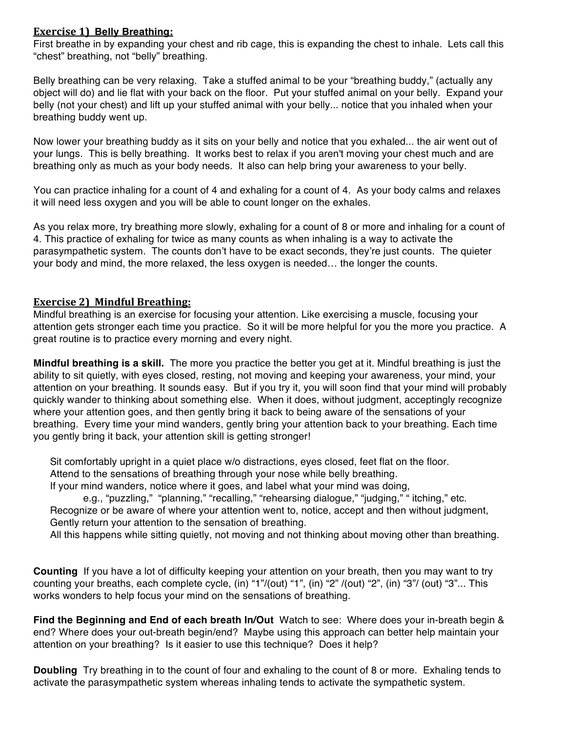## Exercise 1) Belly Breathing:

First breathe in by expanding your chest and rib cage, this is expanding the chest to inhale. Lets call this "chest" breathing, not "belly" breathing.

Belly breathing can be very relaxing. Take a stuffed animal to be your "breathing buddy," (actually any object will do) and lie flat with your back on the floor. Put your stuffed animal on your belly. Expand your belly (not your chest) and lift up your stuffed animal with your belly... notice that you inhaled when your breathing buddy went up.

Now lower your breathing buddy as it sits on your belly and notice that you exhaled... the air went out of your lungs. This is belly breathing. It works best to relax if you aren't moving your chest much and are breathing only as much as your body needs. It also can help bring your awareness to your belly.

You can practice inhaling for a count of 4 and exhaling for a count of 4. As your body calms and relaxes it will need less oxygen and you will be able to count longer on the exhales.

As you relax more, try breathing more slowly, exhaling for a count of 8 or more and inhaling for a count of 4. This practice of exhaling for twice as many counts as when inhaling is a way to activate the parasympathetic system. The counts don't have to be exact seconds, they're just counts. The quieter your body and mind, the more relaxed, the less oxygen is needed… the longer the counts.

## Exercise 2) Mindful Breathing:

Mindful breathing is an exercise for focusing your attention. Like exercising a muscle, focusing your attention gets stronger each time you practice. So it will be more helpful for you the more you practice. A great routine is to practice every morning and every night.

**Mindful breathing is a skill.** The more you practice the better you get at it. Mindful breathing is just the ability to sit quietly, with eyes closed, resting, not moving and keeping your awareness, your mind, your attention on your breathing. It sounds easy. But if you try it, you will soon find that your mind will probably quickly wander to thinking about something else. When it does, without judgment, acceptingly recognize where your attention goes, and then gently bring it back to being aware of the sensations of your breathing. Every time your mind wanders, gently bring your attention back to your breathing. Each time you gently bring it back, your attention skill is getting stronger!

Sit comfortably upright in a quiet place w/o distractions, eyes closed, feet flat on the floor.
Attend to the sensations of breathing through your nose while belly breathing.
If your mind wanders, notice where it goes, and label what your mind was doing,
  e.g., "puzzling," "planning," "recalling," "rehearsing dialogue," "judging," " itching," etc.
Recognize or be aware of where your attention went to, notice, accept and then without judgment,
Gently return your attention to the sensation of breathing.
All this happens while sitting quietly, not moving and not thinking about moving other than breathing.

**Counting** If you have a lot of difficulty keeping your attention on your breath, then you may want to try counting your breaths, each complete cycle, (in) "1"/(out) "1", (in) "2" /(out) "2", (in) "3"/ (out) "3"... This works wonders to help focus your mind on the sensations of breathing.

**Find the Beginning and End of each breath In/Out** Watch to see: Where does your in-breath begin & end? Where does your out-breath begin/end? Maybe using this approach can better help maintain your attention on your breathing? Is it easier to use this technique? Does it help?

**Doubling** Try breathing in to the count of four and exhaling to the count of 8 or more. Exhaling tends to activate the parasympathetic system whereas inhaling tends to activate the sympathetic system.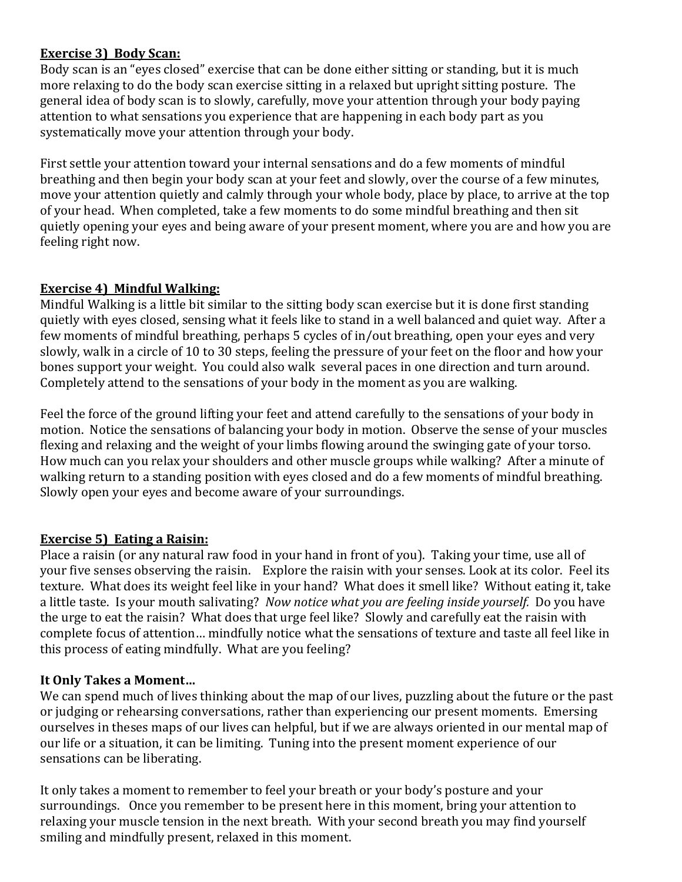**Exercise 3) Body Scan:**

Body scan is an "eyes closed" exercise that can be done either sitting or standing, but it is much more relaxing to do the body scan exercise sitting in a relaxed but upright sitting posture. The general idea of body scan is to slowly, carefully, move your attention through your body paying attention to what sensations you experience that are happening in each body part as you systematically move your attention through your body.

First settle your attention toward your internal sensations and do a few moments of mindful breathing and then begin your body scan at your feet and slowly, over the course of a few minutes, move your attention quietly and calmly through your whole body, place by place, to arrive at the top of your head. When completed, take a few moments to do some mindful breathing and then sit quietly opening your eyes and being aware of your present moment, where you are and how you are feeling right now.

**Exercise 4) Mindful Walking:**

Mindful Walking is a little bit similar to the sitting body scan exercise but it is done first standing quietly with eyes closed, sensing what it feels like to stand in a well balanced and quiet way. After a few moments of mindful breathing, perhaps 5 cycles of in/out breathing, open your eyes and very slowly, walk in a circle of 10 to 30 steps, feeling the pressure of your feet on the floor and how your bones support your weight. You could also walk several paces in one direction and turn around. Completely attend to the sensations of your body in the moment as you are walking.

Feel the force of the ground lifting your feet and attend carefully to the sensations of your body in motion. Notice the sensations of balancing your body in motion. Observe the sense of your muscles flexing and relaxing and the weight of your limbs flowing around the swinging gate of your torso. How much can you relax your shoulders and other muscle groups while walking? After a minute of walking return to a standing position with eyes closed and do a few moments of mindful breathing. Slowly open your eyes and become aware of your surroundings.

**Exercise 5) Eating a Raisin:**

Place a raisin (or any natural raw food in your hand in front of you). Taking your time, use all of your five senses observing the raisin. Explore the raisin with your senses. Look at its color. Feel its texture. What does its weight feel like in your hand? What does it smell like? Without eating it, take a little taste. Is your mouth salivating? *Now notice what you are feeling inside yourself.* Do you have the urge to eat the raisin? What does that urge feel like? Slowly and carefully eat the raisin with complete focus of attention… mindfully notice what the sensations of texture and taste all feel like in this process of eating mindfully. What are you feeling?

**It Only Takes a Moment…**

We can spend much of lives thinking about the map of our lives, puzzling about the future or the past or judging or rehearsing conversations, rather than experiencing our present moments. Emersing ourselves in theses maps of our lives can helpful, but if we are always oriented in our mental map of our life or a situation, it can be limiting. Tuning into the present moment experience of our sensations can be liberating.

It only takes a moment to remember to feel your breath or your body's posture and your surroundings. Once you remember to be present here in this moment, bring your attention to relaxing your muscle tension in the next breath. With your second breath you may find yourself smiling and mindfully present, relaxed in this moment.